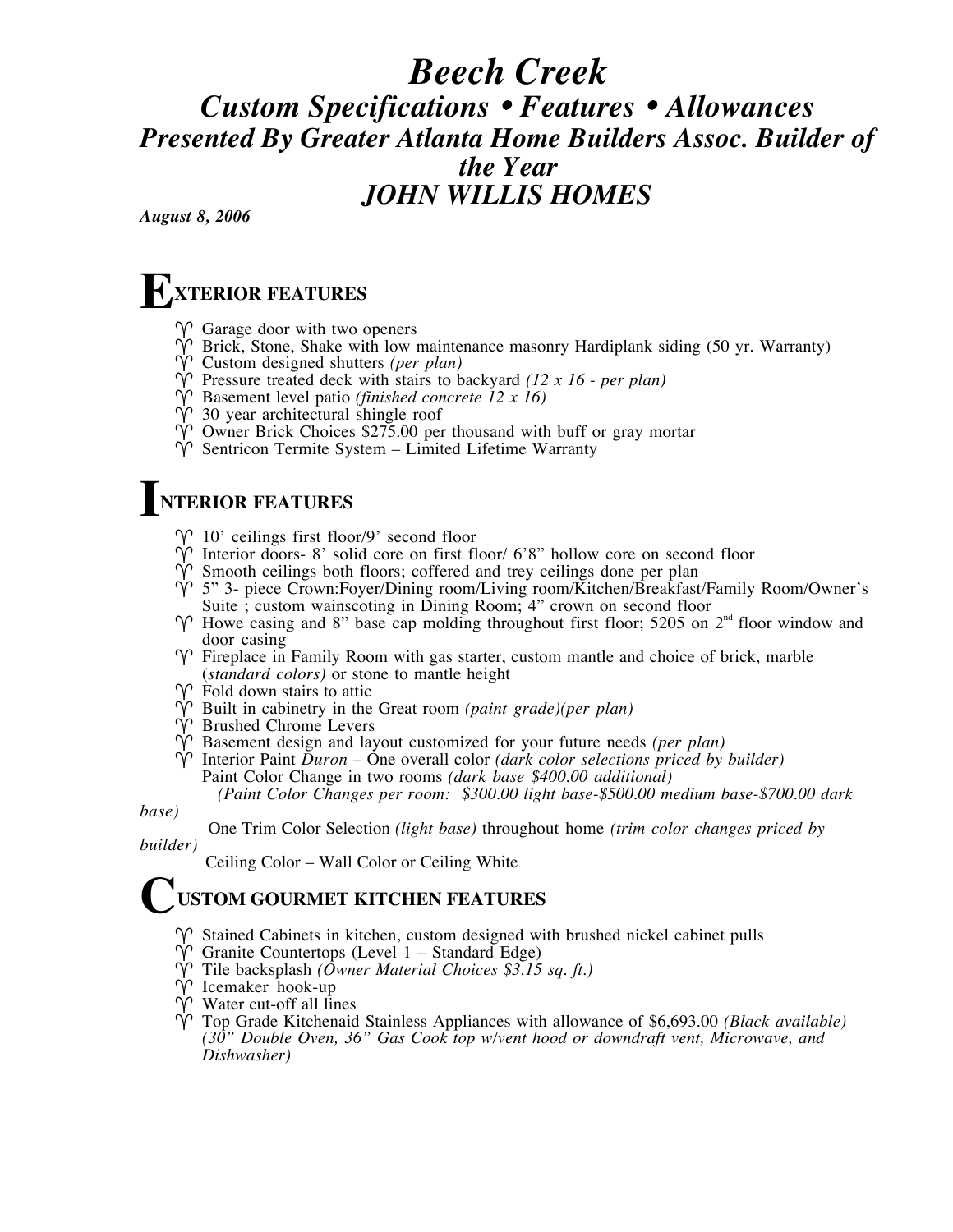# *Beech Creek*

## *Custom Specifications • Features • Allowances*

### *Presented By Greater Atlanta Home Builders Assoc. Builder of the Year*

## *JOHN WILLIS HOMES*

***August 8, 2006***

## EXTERIOR FEATURES

- Garage door with two openers
- Brick, Stone, Shake with low maintenance masonry Hardiplank siding (50 yr. Warranty)
- Custom designed shutters *(per plan)*
- Pressure treated deck with stairs to backyard *(12 x 16 - per plan)*
- Basement level patio *(finished concrete 12 x 16)*
- 30 year architectural shingle roof
- Owner Brick Choices $275.00 per thousand with buff or gray mortar
- Sentricon Termite System – Limited Lifetime Warranty

## INTERIOR FEATURES

- 10' ceilings first floor/9' second floor
- Interior doors- 8' solid core on first floor/ 6'8" hollow core on second floor
- Smooth ceilings both floors; coffered and trey ceilings done per plan
- 5" 3- piece Crown:Foyer/Dining room/Living room/Kitchen/Breakfast/Family Room/Owner's Suite ; custom wainscoting in Dining Room; 4" crown on second floor
- Howe casing and 8" base cap molding throughout first floor; 5205 on 2nd floor window and door casing
- Fireplace in Family Room with gas starter, custom mantle and choice of brick, marble (*standard colors)* or stone to mantle height
- Fold down stairs to attic
- Built in cabinetry in the Great room *(paint grade)(per plan)*
- Brushed Chrome Levers
- Basement design and layout customized for your future needs *(per plan)*
- Interior Paint *Duron* – One overall color *(dark color selections priced by builder)*
  Paint Color Change in two rooms *(dark base $400.00 additional)*
  *(Paint Color Changes per room: $300.00 light base-$500.00 medium base-$700.00 dark base)*
  One Trim Color Selection *(light base)* throughout home *(trim color changes priced by builder)*
  Ceiling Color – Wall Color or Ceiling White

## CUSTOM GOURMET KITCHEN FEATURES

- Stained Cabinets in kitchen, custom designed with brushed nickel cabinet pulls
- Granite Countertops (Level 1 – Standard Edge)
- Tile backsplash *(Owner Material Choices $3.15 sq. ft.)*
- Icemaker hook-up
- Water cut-off all lines
- Top Grade Kitchenaid Stainless Appliances with allowance of $6,693.00 *(Black available) (30" Double Oven, 36" Gas Cook top w/vent hood or downdraft vent, Microwave, and Dishwasher)*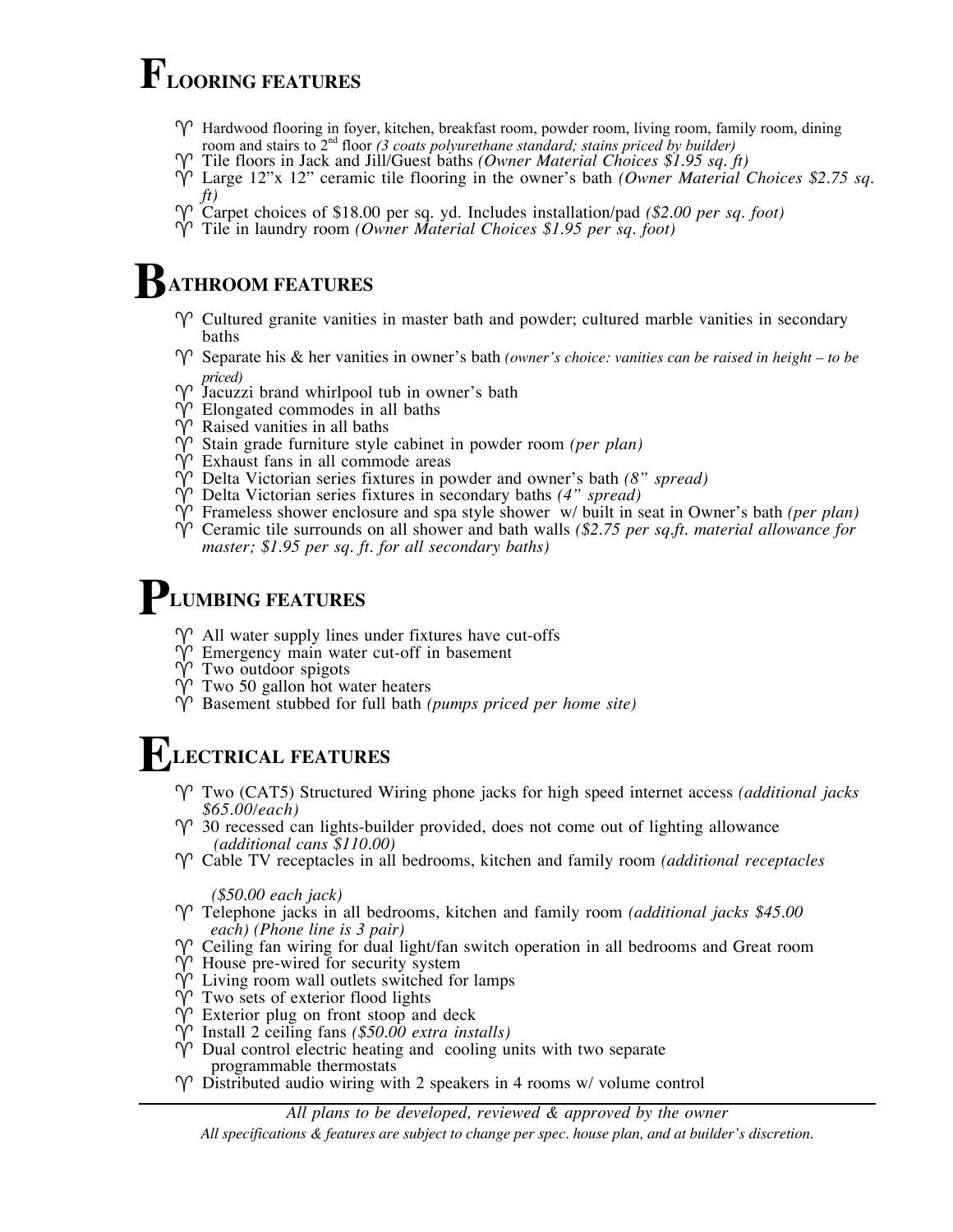# FLOORING FEATURES

- ♈ Hardwood flooring in foyer, kitchen, breakfast room, powder room, living room, family room, dining room and stairs to 2nd floor *(3 coats polyurethane standard; stains priced by builder)*
- ♈ Tile floors in Jack and Jill/Guest baths *(Owner Material Choices $1.95 sq. ft)*
- ♈ Large 12"x 12" ceramic tile flooring in the owner's bath *(Owner Material Choices $2.75 sq. ft)*
- ♈ Carpet choices of $18.00 per sq. yd. Includes installation/pad *($2.00 per sq. foot)*
- ♈ Tile in laundry room *(Owner Material Choices $1.95 per sq. foot)*

# BATHROOM FEATURES

- ♈ Cultured granite vanities in master bath and powder; cultured marble vanities in secondary baths
- ♈ Separate his & her vanities in owner's bath *(owner's choice: vanities can be raised in height – to be priced)*
- ♈ Jacuzzi brand whirlpool tub in owner's bath
- ♈ Elongated commodes in all baths
- ♈ Raised vanities in all baths
- ♈ Stain grade furniture style cabinet in powder room *(per plan)*
- ♈ Exhaust fans in all commode areas
- ♈ Delta Victorian series fixtures in powder and owner's bath *(8" spread)*
- ♈ Delta Victorian series fixtures in secondary baths *(4" spread)*
- ♈ Frameless shower enclosure and spa style shower w/ built in seat in Owner's bath *(per plan)*
- ♈ Ceramic tile surrounds on all shower and bath walls *($2.75 per sq.ft. material allowance for master; $1.95 per sq. ft. for all secondary baths)*

# PLUMBING FEATURES

- ♈ All water supply lines under fixtures have cut-offs
- ♈ Emergency main water cut-off in basement
- ♈ Two outdoor spigots
- ♈ Two 50 gallon hot water heaters
- ♈ Basement stubbed for full bath *(pumps priced per home site)*

# ELECTRICAL FEATURES

- ♈ Two (CAT5) Structured Wiring phone jacks for high speed internet access *(additional jacks $65.00/each)*
- ♈ 30 recessed can lights-builder provided, does not come out of lighting allowance *(additional cans $110.00)*
- ♈ Cable TV receptacles in all bedrooms, kitchen and family room *(additional receptacles ($50.00 each jack)*
- ♈ Telephone jacks in all bedrooms, kitchen and family room *(additional jacks $45.00 each) (Phone line is 3 pair)*
- ♈ Ceiling fan wiring for dual light/fan switch operation in all bedrooms and Great room
- ♈ House pre-wired for security system
- ♈ Living room wall outlets switched for lamps
- ♈ Two sets of exterior flood lights
- ♈ Exterior plug on front stoop and deck
- ♈ Install 2 ceiling fans *($50.00 extra installs)*
- ♈ Dual control electric heating and cooling units with two separate programmable thermostats
- ♈ Distributed audio wiring with 2 speakers in 4 rooms w/ volume control

---

*All plans to be developed, reviewed & approved by the owner*

*All specifications & features are subject to change per spec. house plan, and at builder's discretion.*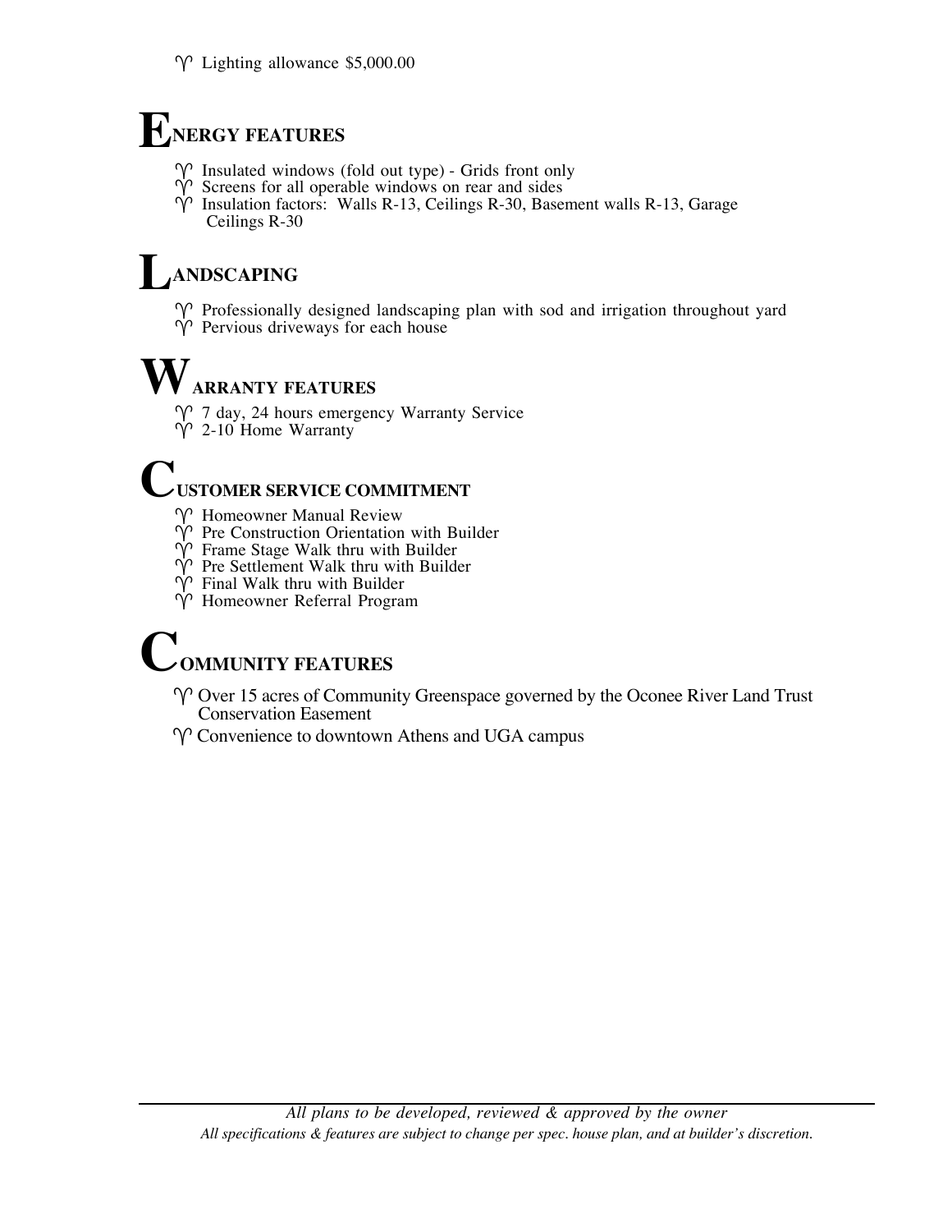- Lighting allowance $5,000.00

## ENERGY FEATURES

- Insulated windows (fold out type) - Grids front only
- Screens for all operable windows on rear and sides
- Insulation factors: Walls R-13, Ceilings R-30, Basement walls R-13, Garage Ceilings R-30

## LANDSCAPING

- Professionally designed landscaping plan with sod and irrigation throughout yard
- Pervious driveways for each house

## WARRANTY FEATURES

- 7 day, 24 hours emergency Warranty Service
- 2-10 Home Warranty

## CUSTOMER SERVICE COMMITMENT

- Homeowner Manual Review
- Pre Construction Orientation with Builder
- Frame Stage Walk thru with Builder
- Pre Settlement Walk thru with Builder
- Final Walk thru with Builder
- Homeowner Referral Program

## COMMUNITY FEATURES

- Over 15 acres of Community Greenspace governed by the Oconee River Land Trust Conservation Easement
- Convenience to downtown Athens and UGA campus

---

*All plans to be developed, reviewed & approved by the owner*

*All specifications & features are subject to change per spec. house plan, and at builder's discretion.*